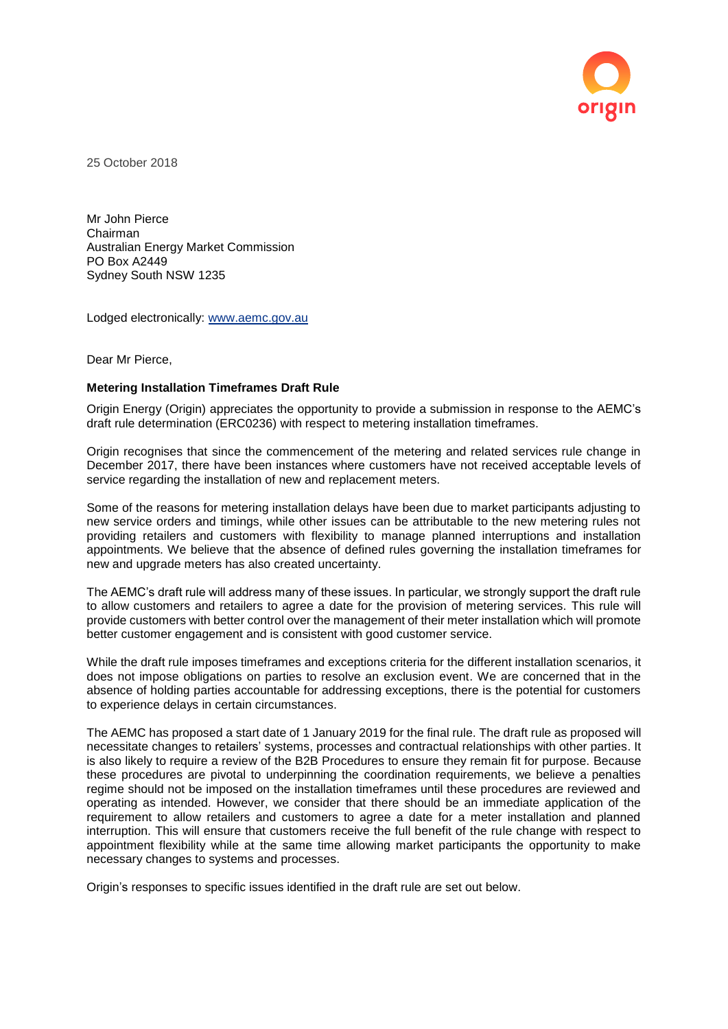25 October 2018

Mr John Pierce
Chairman
Australian Energy Market Commission
PO Box A2449
Sydney South NSW 1235

Lodged electronically: [www.aemc.gov.au](http://www.aemc.gov.au)

Dear Mr Pierce,

**Metering Installation Timeframes Draft Rule**

Origin Energy (Origin) appreciates the opportunity to provide a submission in response to the AEMC's draft rule determination (ERC0236) with respect to metering installation timeframes.

Origin recognises that since the commencement of the metering and related services rule change in December 2017, there have been instances where customers have not received acceptable levels of service regarding the installation of new and replacement meters.

Some of the reasons for metering installation delays have been due to market participants adjusting to new service orders and timings, while other issues can be attributable to the new metering rules not providing retailers and customers with flexibility to manage planned interruptions and installation appointments. We believe that the absence of defined rules governing the installation timeframes for new and upgrade meters has also created uncertainty.

The AEMC's draft rule will address many of these issues. In particular, we strongly support the draft rule to allow customers and retailers to agree a date for the provision of metering services. This rule will provide customers with better control over the management of their meter installation which will promote better customer engagement and is consistent with good customer service.

While the draft rule imposes timeframes and exceptions criteria for the different installation scenarios, it does not impose obligations on parties to resolve an exclusion event. We are concerned that in the absence of holding parties accountable for addressing exceptions, there is the potential for customers to experience delays in certain circumstances.

The AEMC has proposed a start date of 1 January 2019 for the final rule. The draft rule as proposed will necessitate changes to retailers' systems, processes and contractual relationships with other parties. It is also likely to require a review of the B2B Procedures to ensure they remain fit for purpose. Because these procedures are pivotal to underpinning the coordination requirements, we believe a penalties regime should not be imposed on the installation timeframes until these procedures are reviewed and operating as intended. However, we consider that there should be an immediate application of the requirement to allow retailers and customers to agree a date for a meter installation and planned interruption. This will ensure that customers receive the full benefit of the rule change with respect to appointment flexibility while at the same time allowing market participants the opportunity to make necessary changes to systems and processes.

Origin's responses to specific issues identified in the draft rule are set out below.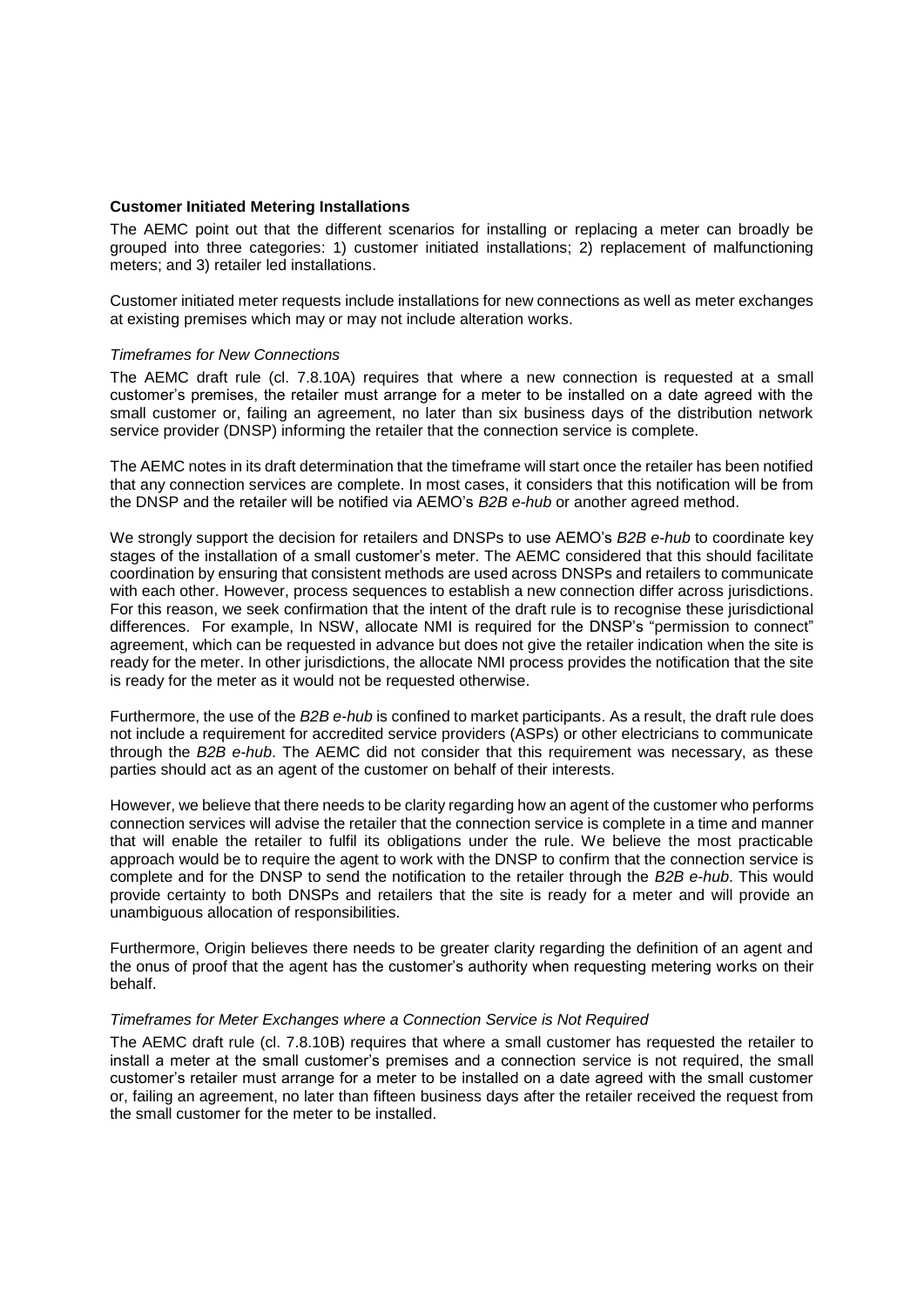**Customer Initiated Metering Installations**

The AEMC point out that the different scenarios for installing or replacing a meter can broadly be grouped into three categories: 1) customer initiated installations; 2) replacement of malfunctioning meters; and 3) retailer led installations.

Customer initiated meter requests include installations for new connections as well as meter exchanges at existing premises which may or may not include alteration works.

*Timeframes for New Connections*

The AEMC draft rule (cl. 7.8.10A) requires that where a new connection is requested at a small customer's premises, the retailer must arrange for a meter to be installed on a date agreed with the small customer or, failing an agreement, no later than six business days of the distribution network service provider (DNSP) informing the retailer that the connection service is complete.

The AEMC notes in its draft determination that the timeframe will start once the retailer has been notified that any connection services are complete. In most cases, it considers that this notification will be from the DNSP and the retailer will be notified via AEMO's *B2B e-hub* or another agreed method.

We strongly support the decision for retailers and DNSPs to use AEMO's *B2B e-hub* to coordinate key stages of the installation of a small customer's meter. The AEMC considered that this should facilitate coordination by ensuring that consistent methods are used across DNSPs and retailers to communicate with each other. However, process sequences to establish a new connection differ across jurisdictions. For this reason, we seek confirmation that the intent of the draft rule is to recognise these jurisdictional differences. For example, In NSW, allocate NMI is required for the DNSP's "permission to connect" agreement, which can be requested in advance but does not give the retailer indication when the site is ready for the meter. In other jurisdictions, the allocate NMI process provides the notification that the site is ready for the meter as it would not be requested otherwise.

Furthermore, the use of the *B2B e-hub* is confined to market participants. As a result, the draft rule does not include a requirement for accredited service providers (ASPs) or other electricians to communicate through the *B2B e-hub*. The AEMC did not consider that this requirement was necessary, as these parties should act as an agent of the customer on behalf of their interests.

However, we believe that there needs to be clarity regarding how an agent of the customer who performs connection services will advise the retailer that the connection service is complete in a time and manner that will enable the retailer to fulfil its obligations under the rule. We believe the most practicable approach would be to require the agent to work with the DNSP to confirm that the connection service is complete and for the DNSP to send the notification to the retailer through the *B2B e-hub*. This would provide certainty to both DNSPs and retailers that the site is ready for a meter and will provide an unambiguous allocation of responsibilities.

Furthermore, Origin believes there needs to be greater clarity regarding the definition of an agent and the onus of proof that the agent has the customer's authority when requesting metering works on their behalf.

*Timeframes for Meter Exchanges where a Connection Service is Not Required*

The AEMC draft rule (cl. 7.8.10B) requires that where a small customer has requested the retailer to install a meter at the small customer's premises and a connection service is not required, the small customer's retailer must arrange for a meter to be installed on a date agreed with the small customer or, failing an agreement, no later than fifteen business days after the retailer received the request from the small customer for the meter to be installed.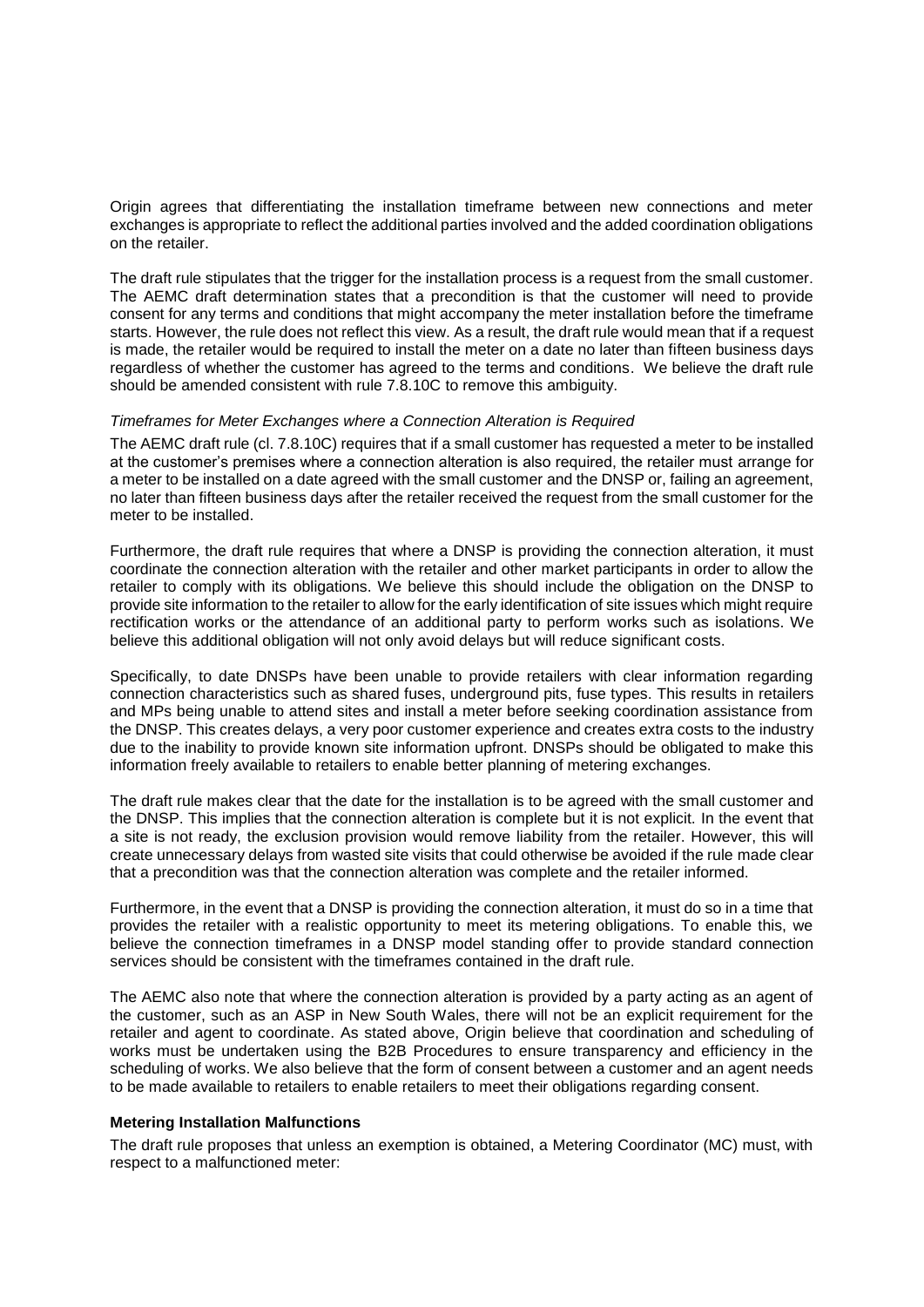Origin agrees that differentiating the installation timeframe between new connections and meter exchanges is appropriate to reflect the additional parties involved and the added coordination obligations on the retailer.

The draft rule stipulates that the trigger for the installation process is a request from the small customer. The AEMC draft determination states that a precondition is that the customer will need to provide consent for any terms and conditions that might accompany the meter installation before the timeframe starts. However, the rule does not reflect this view. As a result, the draft rule would mean that if a request is made, the retailer would be required to install the meter on a date no later than fifteen business days regardless of whether the customer has agreed to the terms and conditions. We believe the draft rule should be amended consistent with rule 7.8.10C to remove this ambiguity.

*Timeframes for Meter Exchanges where a Connection Alteration is Required*

The AEMC draft rule (cl. 7.8.10C) requires that if a small customer has requested a meter to be installed at the customer's premises where a connection alteration is also required, the retailer must arrange for a meter to be installed on a date agreed with the small customer and the DNSP or, failing an agreement, no later than fifteen business days after the retailer received the request from the small customer for the meter to be installed.

Furthermore, the draft rule requires that where a DNSP is providing the connection alteration, it must coordinate the connection alteration with the retailer and other market participants in order to allow the retailer to comply with its obligations. We believe this should include the obligation on the DNSP to provide site information to the retailer to allow for the early identification of site issues which might require rectification works or the attendance of an additional party to perform works such as isolations. We believe this additional obligation will not only avoid delays but will reduce significant costs.

Specifically, to date DNSPs have been unable to provide retailers with clear information regarding connection characteristics such as shared fuses, underground pits, fuse types. This results in retailers and MPs being unable to attend sites and install a meter before seeking coordination assistance from the DNSP. This creates delays, a very poor customer experience and creates extra costs to the industry due to the inability to provide known site information upfront. DNSPs should be obligated to make this information freely available to retailers to enable better planning of metering exchanges.

The draft rule makes clear that the date for the installation is to be agreed with the small customer and the DNSP. This implies that the connection alteration is complete but it is not explicit. In the event that a site is not ready, the exclusion provision would remove liability from the retailer. However, this will create unnecessary delays from wasted site visits that could otherwise be avoided if the rule made clear that a precondition was that the connection alteration was complete and the retailer informed.

Furthermore, in the event that a DNSP is providing the connection alteration, it must do so in a time that provides the retailer with a realistic opportunity to meet its metering obligations. To enable this, we believe the connection timeframes in a DNSP model standing offer to provide standard connection services should be consistent with the timeframes contained in the draft rule.

The AEMC also note that where the connection alteration is provided by a party acting as an agent of the customer, such as an ASP in New South Wales, there will not be an explicit requirement for the retailer and agent to coordinate. As stated above, Origin believe that coordination and scheduling of works must be undertaken using the B2B Procedures to ensure transparency and efficiency in the scheduling of works. We also believe that the form of consent between a customer and an agent needs to be made available to retailers to enable retailers to meet their obligations regarding consent.

**Metering Installation Malfunctions**

The draft rule proposes that unless an exemption is obtained, a Metering Coordinator (MC) must, with respect to a malfunctioned meter: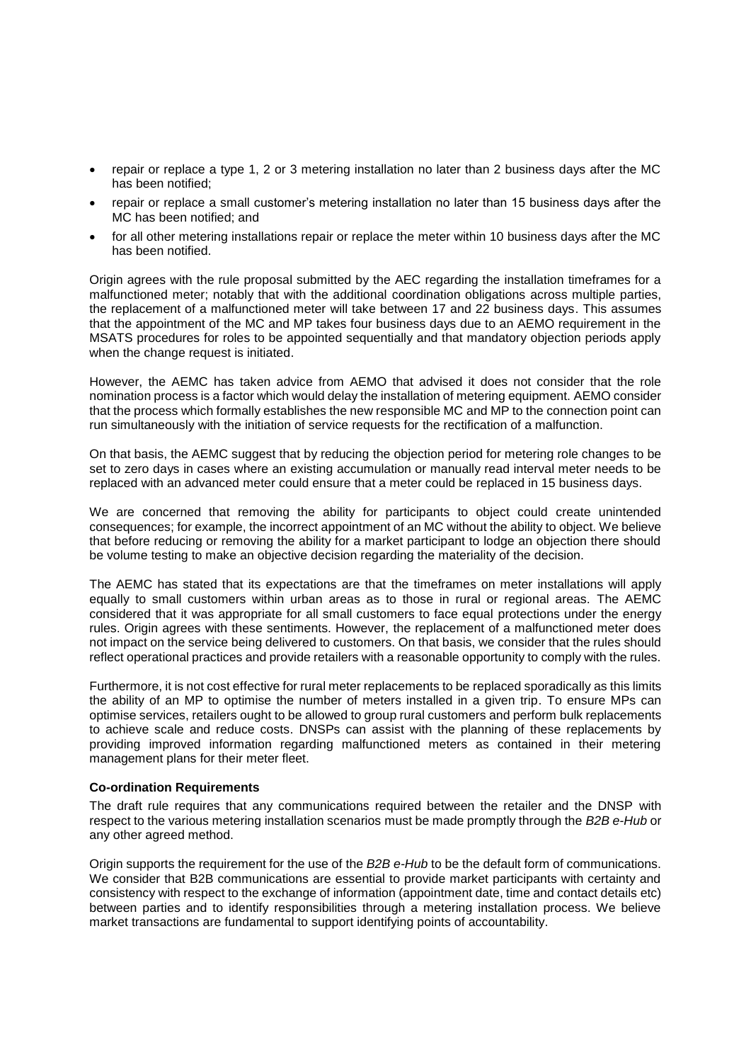- repair or replace a type 1, 2 or 3 metering installation no later than 2 business days after the MC has been notified;
- repair or replace a small customer's metering installation no later than 15 business days after the MC has been notified; and
- for all other metering installations repair or replace the meter within 10 business days after the MC has been notified.

Origin agrees with the rule proposal submitted by the AEC regarding the installation timeframes for a malfunctioned meter; notably that with the additional coordination obligations across multiple parties, the replacement of a malfunctioned meter will take between 17 and 22 business days. This assumes that the appointment of the MC and MP takes four business days due to an AEMO requirement in the MSATS procedures for roles to be appointed sequentially and that mandatory objection periods apply when the change request is initiated.

However, the AEMC has taken advice from AEMO that advised it does not consider that the role nomination process is a factor which would delay the installation of metering equipment. AEMO consider that the process which formally establishes the new responsible MC and MP to the connection point can run simultaneously with the initiation of service requests for the rectification of a malfunction.

On that basis, the AEMC suggest that by reducing the objection period for metering role changes to be set to zero days in cases where an existing accumulation or manually read interval meter needs to be replaced with an advanced meter could ensure that a meter could be replaced in 15 business days.

We are concerned that removing the ability for participants to object could create unintended consequences; for example, the incorrect appointment of an MC without the ability to object. We believe that before reducing or removing the ability for a market participant to lodge an objection there should be volume testing to make an objective decision regarding the materiality of the decision.

The AEMC has stated that its expectations are that the timeframes on meter installations will apply equally to small customers within urban areas as to those in rural or regional areas. The AEMC considered that it was appropriate for all small customers to face equal protections under the energy rules. Origin agrees with these sentiments. However, the replacement of a malfunctioned meter does not impact on the service being delivered to customers. On that basis, we consider that the rules should reflect operational practices and provide retailers with a reasonable opportunity to comply with the rules.

Furthermore, it is not cost effective for rural meter replacements to be replaced sporadically as this limits the ability of an MP to optimise the number of meters installed in a given trip. To ensure MPs can optimise services, retailers ought to be allowed to group rural customers and perform bulk replacements to achieve scale and reduce costs. DNSPs can assist with the planning of these replacements by providing improved information regarding malfunctioned meters as contained in their metering management plans for their meter fleet.

**Co-ordination Requirements**

The draft rule requires that any communications required between the retailer and the DNSP with respect to the various metering installation scenarios must be made promptly through the *B2B e-Hub* or any other agreed method.

Origin supports the requirement for the use of the *B2B e-Hub* to be the default form of communications. We consider that B2B communications are essential to provide market participants with certainty and consistency with respect to the exchange of information (appointment date, time and contact details etc) between parties and to identify responsibilities through a metering installation process. We believe market transactions are fundamental to support identifying points of accountability.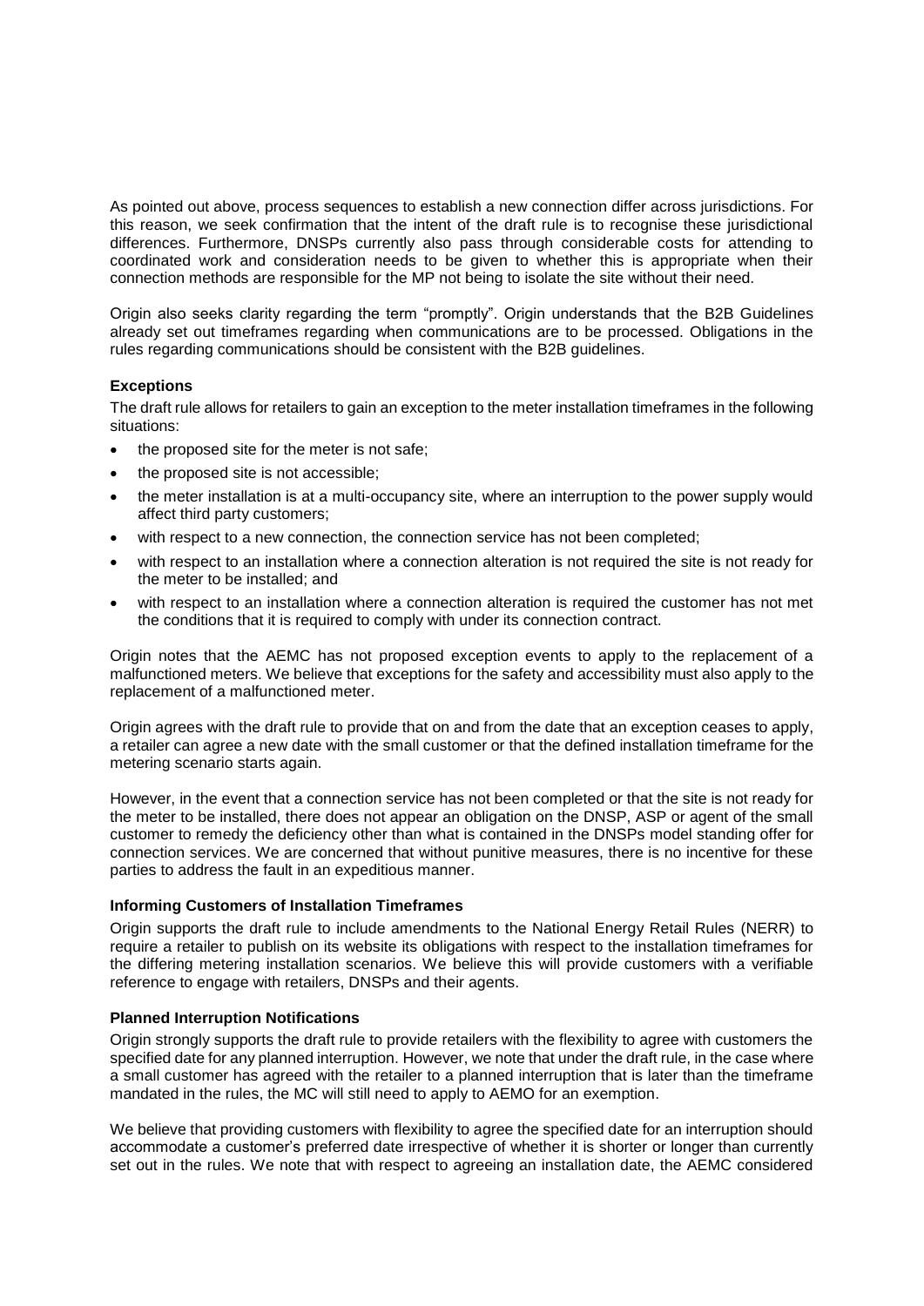As pointed out above, process sequences to establish a new connection differ across jurisdictions. For this reason, we seek confirmation that the intent of the draft rule is to recognise these jurisdictional differences. Furthermore, DNSPs currently also pass through considerable costs for attending to coordinated work and consideration needs to be given to whether this is appropriate when their connection methods are responsible for the MP not being to isolate the site without their need.

Origin also seeks clarity regarding the term "promptly". Origin understands that the B2B Guidelines already set out timeframes regarding when communications are to be processed. Obligations in the rules regarding communications should be consistent with the B2B guidelines.

**Exceptions**

The draft rule allows for retailers to gain an exception to the meter installation timeframes in the following situations:

- the proposed site for the meter is not safe;
- the proposed site is not accessible;
- the meter installation is at a multi-occupancy site, where an interruption to the power supply would affect third party customers;
- with respect to a new connection, the connection service has not been completed;
- with respect to an installation where a connection alteration is not required the site is not ready for the meter to be installed; and
- with respect to an installation where a connection alteration is required the customer has not met the conditions that it is required to comply with under its connection contract.

Origin notes that the AEMC has not proposed exception events to apply to the replacement of a malfunctioned meters. We believe that exceptions for the safety and accessibility must also apply to the replacement of a malfunctioned meter.

Origin agrees with the draft rule to provide that on and from the date that an exception ceases to apply, a retailer can agree a new date with the small customer or that the defined installation timeframe for the metering scenario starts again.

However, in the event that a connection service has not been completed or that the site is not ready for the meter to be installed, there does not appear an obligation on the DNSP, ASP or agent of the small customer to remedy the deficiency other than what is contained in the DNSPs model standing offer for connection services. We are concerned that without punitive measures, there is no incentive for these parties to address the fault in an expeditious manner.

**Informing Customers of Installation Timeframes**

Origin supports the draft rule to include amendments to the National Energy Retail Rules (NERR) to require a retailer to publish on its website its obligations with respect to the installation timeframes for the differing metering installation scenarios. We believe this will provide customers with a verifiable reference to engage with retailers, DNSPs and their agents.

**Planned Interruption Notifications**

Origin strongly supports the draft rule to provide retailers with the flexibility to agree with customers the specified date for any planned interruption. However, we note that under the draft rule, in the case where a small customer has agreed with the retailer to a planned interruption that is later than the timeframe mandated in the rules, the MC will still need to apply to AEMO for an exemption.

We believe that providing customers with flexibility to agree the specified date for an interruption should accommodate a customer's preferred date irrespective of whether it is shorter or longer than currently set out in the rules. We note that with respect to agreeing an installation date, the AEMC considered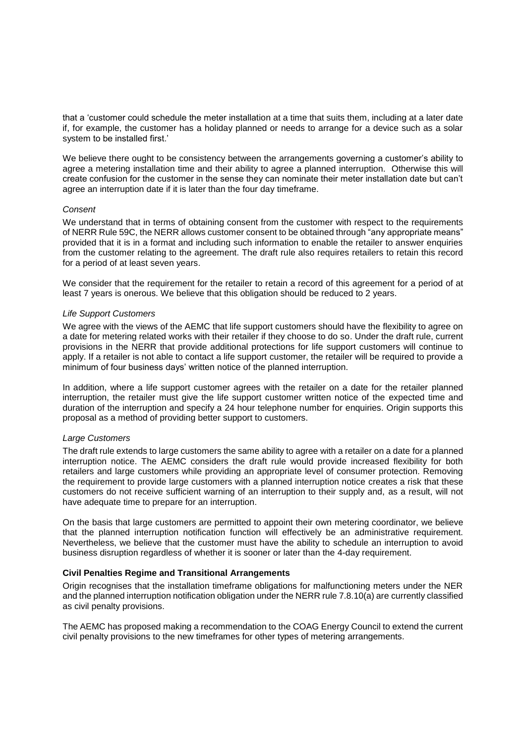that a 'customer could schedule the meter installation at a time that suits them, including at a later date if, for example, the customer has a holiday planned or needs to arrange for a device such as a solar system to be installed first.'

We believe there ought to be consistency between the arrangements governing a customer's ability to agree a metering installation time and their ability to agree a planned interruption. Otherwise this will create confusion for the customer in the sense they can nominate their meter installation date but can't agree an interruption date if it is later than the four day timeframe.

*Consent*

We understand that in terms of obtaining consent from the customer with respect to the requirements of NERR Rule 59C, the NERR allows customer consent to be obtained through "any appropriate means" provided that it is in a format and including such information to enable the retailer to answer enquiries from the customer relating to the agreement. The draft rule also requires retailers to retain this record for a period of at least seven years.

We consider that the requirement for the retailer to retain a record of this agreement for a period of at least 7 years is onerous. We believe that this obligation should be reduced to 2 years.

*Life Support Customers*

We agree with the views of the AEMC that life support customers should have the flexibility to agree on a date for metering related works with their retailer if they choose to do so. Under the draft rule, current provisions in the NERR that provide additional protections for life support customers will continue to apply. If a retailer is not able to contact a life support customer, the retailer will be required to provide a minimum of four business days' written notice of the planned interruption.

In addition, where a life support customer agrees with the retailer on a date for the retailer planned interruption, the retailer must give the life support customer written notice of the expected time and duration of the interruption and specify a 24 hour telephone number for enquiries. Origin supports this proposal as a method of providing better support to customers.

*Large Customers*

The draft rule extends to large customers the same ability to agree with a retailer on a date for a planned interruption notice. The AEMC considers the draft rule would provide increased flexibility for both retailers and large customers while providing an appropriate level of consumer protection. Removing the requirement to provide large customers with a planned interruption notice creates a risk that these customers do not receive sufficient warning of an interruption to their supply and, as a result, will not have adequate time to prepare for an interruption.

On the basis that large customers are permitted to appoint their own metering coordinator, we believe that the planned interruption notification function will effectively be an administrative requirement. Nevertheless, we believe that the customer must have the ability to schedule an interruption to avoid business disruption regardless of whether it is sooner or later than the 4-day requirement.

**Civil Penalties Regime and Transitional Arrangements**

Origin recognises that the installation timeframe obligations for malfunctioning meters under the NER and the planned interruption notification obligation under the NERR rule 7.8.10(a) are currently classified as civil penalty provisions.

The AEMC has proposed making a recommendation to the COAG Energy Council to extend the current civil penalty provisions to the new timeframes for other types of metering arrangements.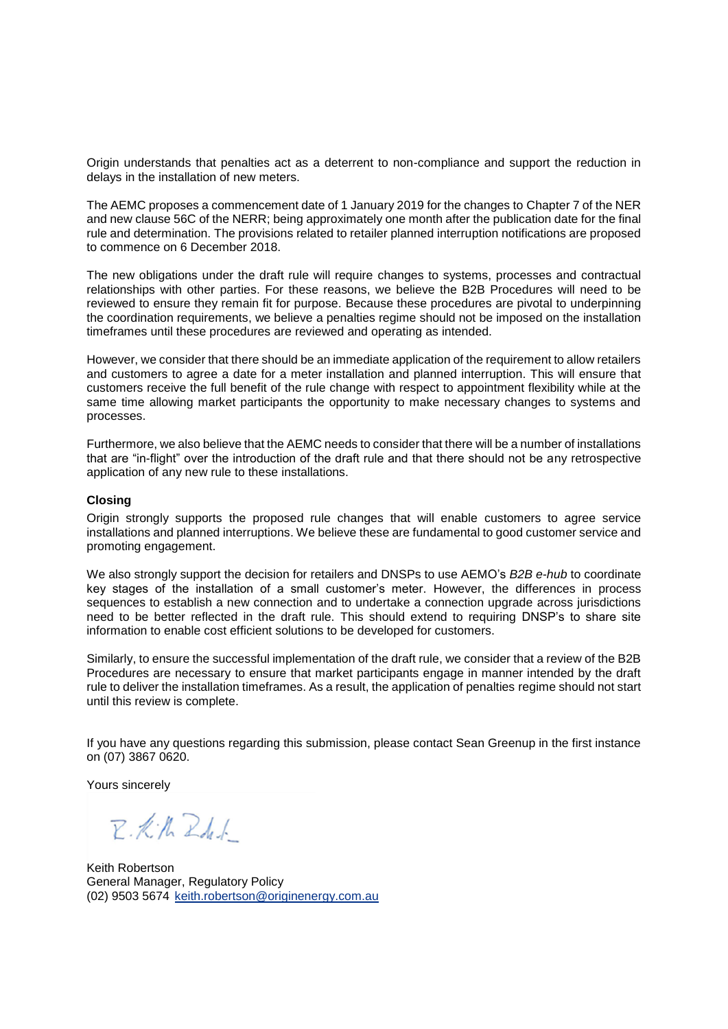Origin understands that penalties act as a deterrent to non-compliance and support the reduction in delays in the installation of new meters.

The AEMC proposes a commencement date of 1 January 2019 for the changes to Chapter 7 of the NER and new clause 56C of the NERR; being approximately one month after the publication date for the final rule and determination. The provisions related to retailer planned interruption notifications are proposed to commence on 6 December 2018.

The new obligations under the draft rule will require changes to systems, processes and contractual relationships with other parties. For these reasons, we believe the B2B Procedures will need to be reviewed to ensure they remain fit for purpose. Because these procedures are pivotal to underpinning the coordination requirements, we believe a penalties regime should not be imposed on the installation timeframes until these procedures are reviewed and operating as intended.

However, we consider that there should be an immediate application of the requirement to allow retailers and customers to agree a date for a meter installation and planned interruption. This will ensure that customers receive the full benefit of the rule change with respect to appointment flexibility while at the same time allowing market participants the opportunity to make necessary changes to systems and processes.

Furthermore, we also believe that the AEMC needs to consider that there will be a number of installations that are "in-flight" over the introduction of the draft rule and that there should not be any retrospective application of any new rule to these installations.

**Closing**

Origin strongly supports the proposed rule changes that will enable customers to agree service installations and planned interruptions. We believe these are fundamental to good customer service and promoting engagement.

We also strongly support the decision for retailers and DNSPs to use AEMO's *B2B e-hub* to coordinate key stages of the installation of a small customer's meter. However, the differences in process sequences to establish a new connection and to undertake a connection upgrade across jurisdictions need to be better reflected in the draft rule. This should extend to requiring DNSP's to share site information to enable cost efficient solutions to be developed for customers.

Similarly, to ensure the successful implementation of the draft rule, we consider that a review of the B2B Procedures are necessary to ensure that market participants engage in manner intended by the draft rule to deliver the installation timeframes. As a result, the application of penalties regime should not start until this review is complete.

If you have any questions regarding this submission, please contact Sean Greenup in the first instance on (07) 3867 0620.

Yours sincerely

Keith Robertson
General Manager, Regulatory Policy
(02) 9503 5674 keith.robertson@originenergy.com.au